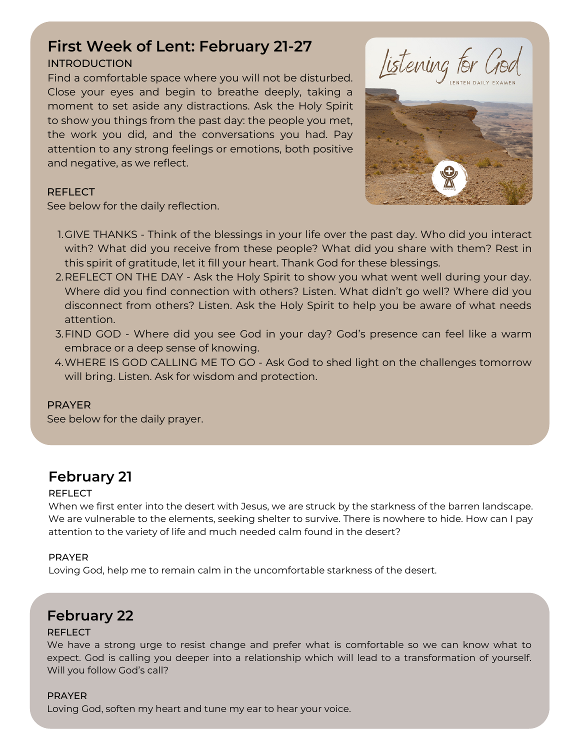## First Week of Lent: February 21-27

INTRODUCTION

Find a comfortable space where you will not be disturbed. Close your eyes and begin to breathe deeply, taking a moment to set aside any distractions. Ask the Holy Spirit to show you things from the past day: the people you met, the work you did, and the conversations you had. Pay attention to any strong feelings or emotions, both positive and negative, as we reflect.

REFLECT

See below for the daily reflection.

1. GIVE THANKS - Think of the blessings in your life over the past day. Who did you interact with? What did you receive from these people? What did you share with them? Rest in this spirit of gratitude, let it fill your heart. Thank God for these blessings.
2. REFLECT ON THE DAY - Ask the Holy Spirit to show you what went well during your day. Where did you find connection with others? Listen. What didn't go well? Where did you disconnect from others? Listen. Ask the Holy Spirit to help you be aware of what needs attention.
3. FIND GOD - Where did you see God in your day? God's presence can feel like a warm embrace or a deep sense of knowing.
4. WHERE IS GOD CALLING ME TO GO - Ask God to shed light on the challenges tomorrow will bring. Listen. Ask for wisdom and protection.

PRAYER

See below for the daily prayer.

## February 21

REFLECT

When we first enter into the desert with Jesus, we are struck by the starkness of the barren landscape. We are vulnerable to the elements, seeking shelter to survive. There is nowhere to hide. How can I pay attention to the variety of life and much needed calm found in the desert?

PRAYER

Loving God, help me to remain calm in the uncomfortable starkness of the desert.

## February 22

REFLECT

We have a strong urge to resist change and prefer what is comfortable so we can know what to expect. God is calling you deeper into a relationship which will lead to a transformation of yourself. Will you follow God's call?

PRAYER

Loving God, soften my heart and tune my ear to hear your voice.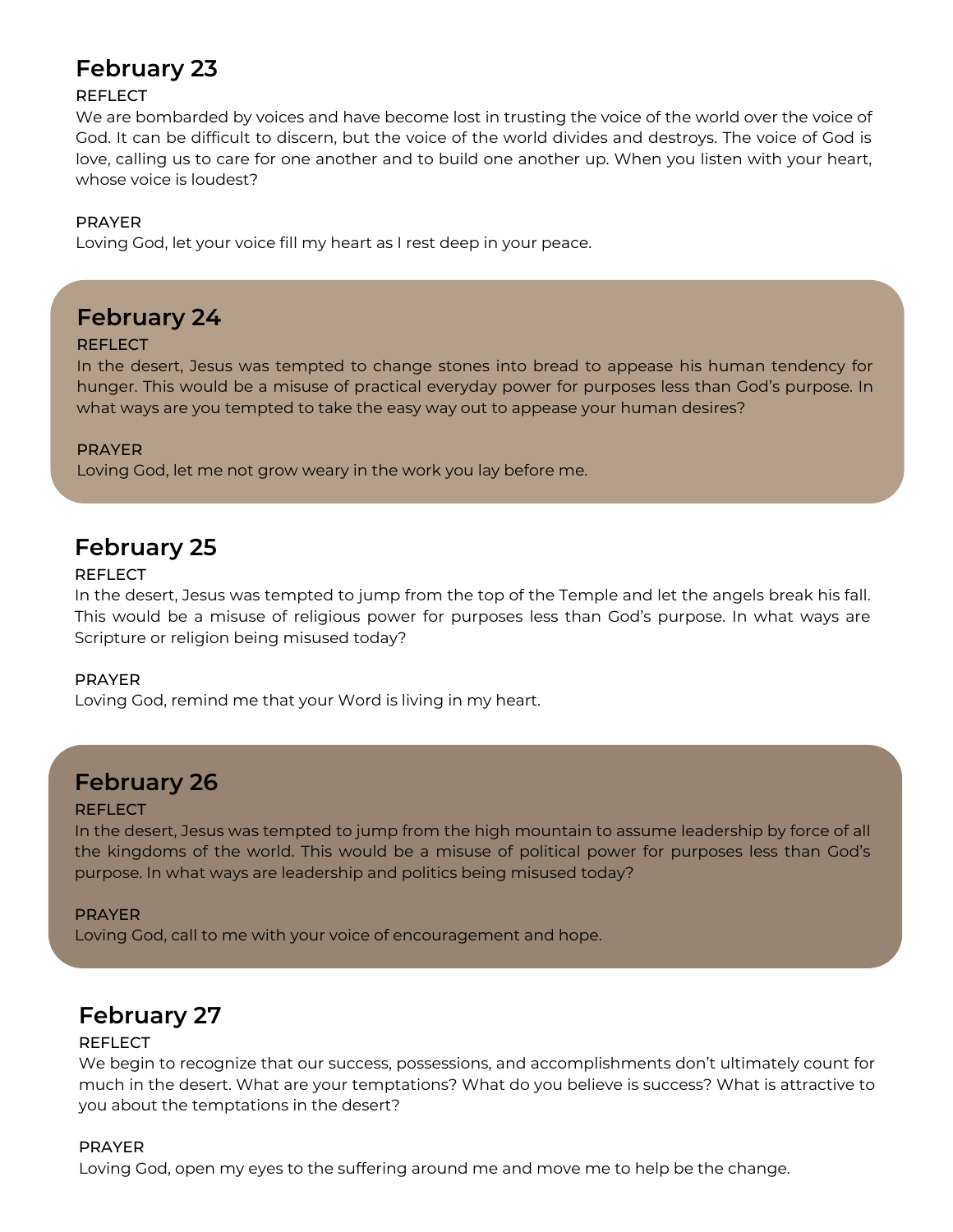## February 23

REFLECT

We are bombarded by voices and have become lost in trusting the voice of the world over the voice of God. It can be difficult to discern, but the voice of the world divides and destroys. The voice of God is love, calling us to care for one another and to build one another up. When you listen with your heart, whose voice is loudest?

PRAYER

Loving God, let your voice fill my heart as I rest deep in your peace.

## February 24

REFLECT

In the desert, Jesus was tempted to change stones into bread to appease his human tendency for hunger. This would be a misuse of practical everyday power for purposes less than God's purpose. In what ways are you tempted to take the easy way out to appease your human desires?

PRAYER

Loving God, let me not grow weary in the work you lay before me.

## February 25

REFLECT

In the desert, Jesus was tempted to jump from the top of the Temple and let the angels break his fall. This would be a misuse of religious power for purposes less than God's purpose. In what ways are Scripture or religion being misused today?

PRAYER

Loving God, remind me that your Word is living in my heart.

## February 26

REFLECT

In the desert, Jesus was tempted to jump from the high mountain to assume leadership by force of all the kingdoms of the world. This would be a misuse of political power for purposes less than God's purpose. In what ways are leadership and politics being misused today?

PRAYER

Loving God, call to me with your voice of encouragement and hope.

## February 27

REFLECT

We begin to recognize that our success, possessions, and accomplishments don't ultimately count for much in the desert. What are your temptations? What do you believe is success? What is attractive to you about the temptations in the desert?

PRAYER

Loving God, open my eyes to the suffering around me and move me to help be the change.